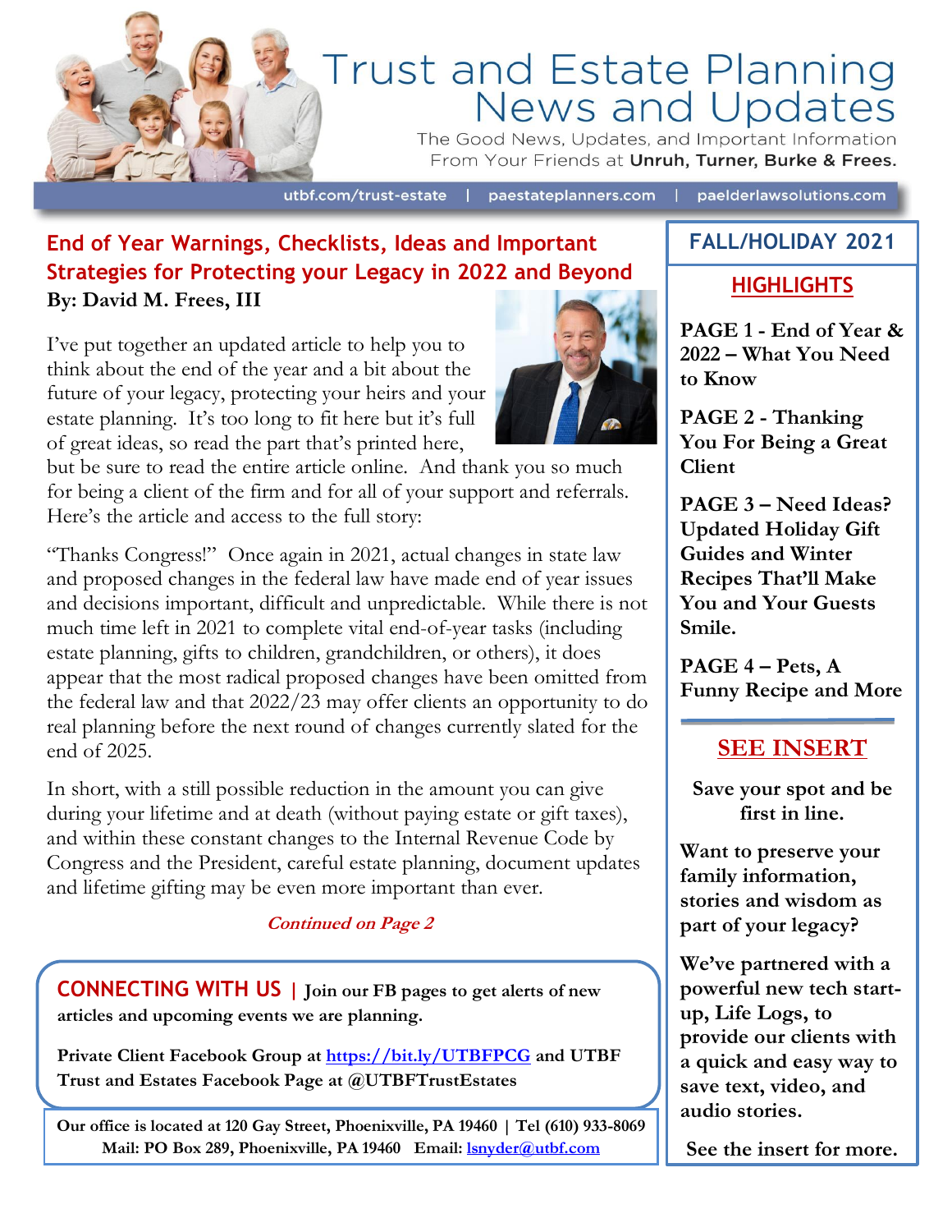# Trust and Estate Planning News and Updates

The Good News, Updates, and Important Information From Your Friends at **Unruh, Turner, Burke & Frees.**

utbf.com/trust-estate | paestateplanners.com | paelderlawsolutions.com

## End of Year Warnings, Checklists, Ideas and Important Strategies for Protecting your Legacy in 2022 and Beyond

**By: David M. Frees, III**

I've put together an updated article to help you to think about the end of the year and a bit about the future of your legacy, protecting your heirs and your estate planning. It's too long to fit here but it's full of great ideas, so read the part that's printed here, but be sure to read the entire article online. And thank you so much for being a client of the firm and for all of your support and referrals. Here's the article and access to the full story:

"Thanks Congress!" Once again in 2021, actual changes in state law and proposed changes in the federal law have made end of year issues and decisions important, difficult and unpredictable. While there is not much time left in 2021 to complete vital end-of-year tasks (including estate planning, gifts to children, grandchildren, or others), it does appear that the most radical proposed changes have been omitted from the federal law and that 2022/23 may offer clients an opportunity to do real planning before the next round of changes currently slated for the end of 2025.

In short, with a still possible reduction in the amount you can give during your lifetime and at death (without paying estate or gift taxes), and within these constant changes to the Internal Revenue Code by Congress and the President, careful estate planning, document updates and lifetime gifting may be even more important than ever.

***Continued on Page 2***

**CONNECTING WITH US** | **Join our FB pages to get alerts of new articles and upcoming events we are planning.**

**Private Client Facebook Group at [https://bit.ly/UTBFPCG](https://bit.ly/UTBFPCG) and UTBF Trust and Estates Facebook Page at @UTBFTrustEstates**

**Our office is located at 120 Gay Street, Phoenixville, PA 19460 | Tel (610) 933-8069**
**Mail: PO Box 289, Phoenixville, PA 19460 Email: lsnyder@utbf.com**

## FALL/HOLIDAY 2021

### HIGHLIGHTS

**PAGE 1 - End of Year & 2022 – What You Need to Know**

**PAGE 2 - Thanking You For Being a Great Client**

**PAGE 3 – Need Ideas? Updated Holiday Gift Guides and Winter Recipes That'll Make You and Your Guests Smile.**

**PAGE 4 – Pets, A Funny Recipe and More**

### SEE INSERT

**Save your spot and be first in line.**

**Want to preserve your family information, stories and wisdom as part of your legacy?**

**We've partnered with a powerful new tech start-up, Life Logs, to provide our clients with a quick and easy way to save text, video, and audio stories.**

**See the insert for more.**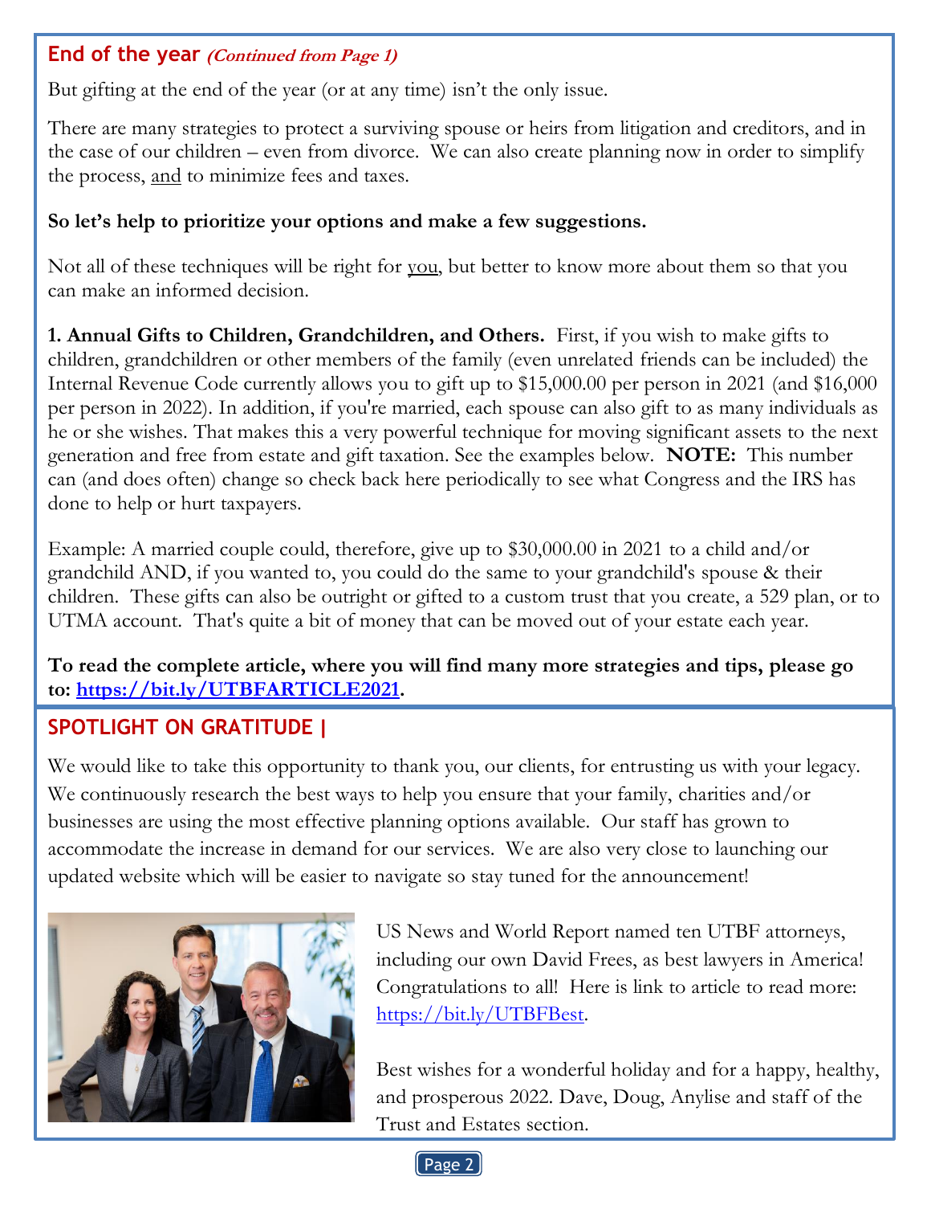## End of the year *(Continued from Page 1)*

But gifting at the end of the year (or at any time) isn't the only issue.

There are many strategies to protect a surviving spouse or heirs from litigation and creditors, and in the case of our children – even from divorce. We can also create planning now in order to simplify the process, <u>and</u> to minimize fees and taxes.

**So let's help to prioritize your options and make a few suggestions.**

Not all of these techniques will be right for <u>you</u>, but better to know more about them so that you can make an informed decision.

**1. Annual Gifts to Children, Grandchildren, and Others.** First, if you wish to make gifts to children, grandchildren or other members of the family (even unrelated friends can be included) the Internal Revenue Code currently allows you to gift up to $15,000.00 per person in 2021 (and $16,000 per person in 2022). In addition, if you're married, each spouse can also gift to as many individuals as he or she wishes. That makes this a very powerful technique for moving significant assets to the next generation and free from estate and gift taxation. See the examples below. **NOTE:** This number can (and does often) change so check back here periodically to see what Congress and the IRS has done to help or hurt taxpayers.

Example: A married couple could, therefore, give up to $30,000.00 in 2021 to a child and/or grandchild AND, if you wanted to, you could do the same to your grandchild's spouse & their children. These gifts can also be outright or gifted to a custom trust that you create, a 529 plan, or to UTMA account. That's quite a bit of money that can be moved out of your estate each year.

**To read the complete article, where you will find many more strategies and tips, please go to: [https://bit.ly/UTBFARTICLE2021](https://bit.ly/UTBFARTICLE2021).**

## SPOTLIGHT ON GRATITUDE |

We would like to take this opportunity to thank you, our clients, for entrusting us with your legacy. We continuously research the best ways to help you ensure that your family, charities and/or businesses are using the most effective planning options available. Our staff has grown to accommodate the increase in demand for our services. We are also very close to launching our updated website which will be easier to navigate so stay tuned for the announcement!

US News and World Report named ten UTBF attorneys, including our own David Frees, as best lawyers in America! Congratulations to all! Here is link to article to read more: [https://bit.ly/UTBFBest](https://bit.ly/UTBFBest).

Best wishes for a wonderful holiday and for a happy, healthy, and prosperous 2022. Dave, Doug, Anylise and staff of the Trust and Estates section.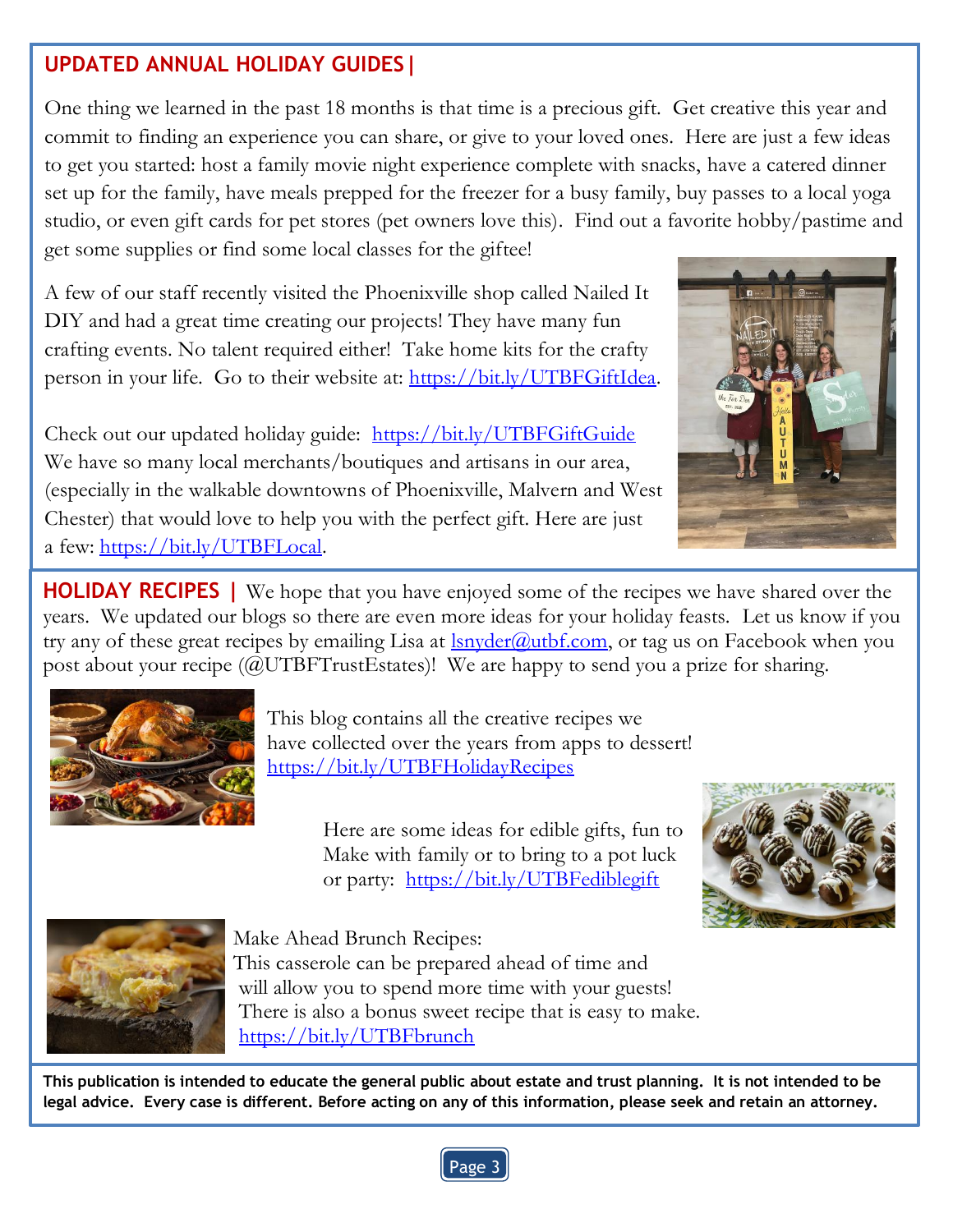## UPDATED ANNUAL HOLIDAY GUIDES |

One thing we learned in the past 18 months is that time is a precious gift. Get creative this year and commit to finding an experience you can share, or give to your loved ones. Here are just a few ideas to get you started: host a family movie night experience complete with snacks, have a catered dinner set up for the family, have meals prepped for the freezer for a busy family, buy passes to a local yoga studio, or even gift cards for pet stores (pet owners love this). Find out a favorite hobby/pastime and get some supplies or find some local classes for the giftee!

A few of our staff recently visited the Phoenixville shop called Nailed It DIY and had a great time creating our projects! They have many fun crafting events. No talent required either! Take home kits for the crafty person in your life. Go to their website at: https://bit.ly/UTBFGiftIdea.

Check out our updated holiday guide: https://bit.ly/UTBFGiftGuide We have so many local merchants/boutiques and artisans in our area, (especially in the walkable downtowns of Phoenixville, Malvern and West Chester) that would love to help you with the perfect gift. Here are just a few: https://bit.ly/UTBFLocal.

**HOLIDAY RECIPES |** We hope that you have enjoyed some of the recipes we have shared over the years. We updated our blogs so there are even more ideas for your holiday feasts. Let us know if you try any of these great recipes by emailing Lisa at lsnyder@utbf.com, or tag us on Facebook when you post about your recipe (@UTBFTrustEstates)! We are happy to send you a prize for sharing.

This blog contains all the creative recipes we have collected over the years from apps to dessert! https://bit.ly/UTBFHolidayRecipes

Here are some ideas for edible gifts, fun to Make with family or to bring to a pot luck or party: https://bit.ly/UTBFediblegift

Make Ahead Brunch Recipes:
This casserole can be prepared ahead of time and will allow you to spend more time with your guests! There is also a bonus sweet recipe that is easy to make.
https://bit.ly/UTBFbrunch

**This publication is intended to educate the general public about estate and trust planning. It is not intended to be legal advice. Every case is different. Before acting on any of this information, please seek and retain an attorney.**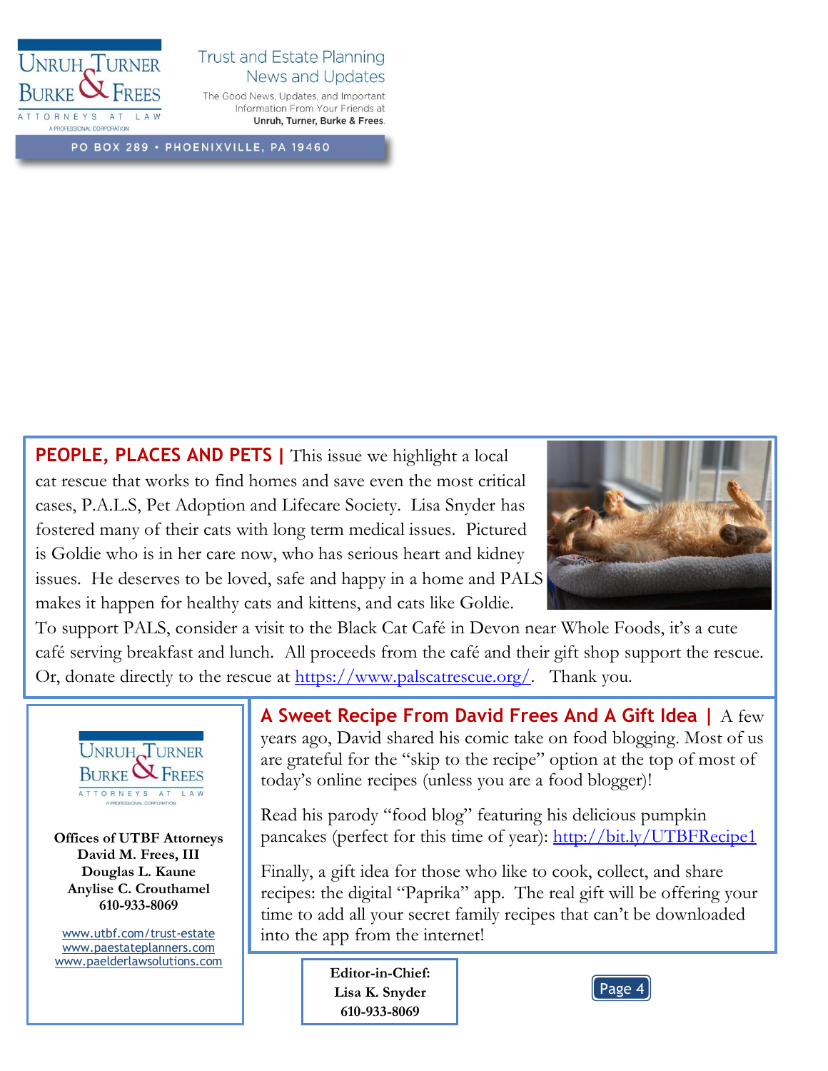Trust and Estate Planning News and Updates

The Good News, Updates, and Important Information From Your Friends at **Unruh, Turner, Burke & Frees.**

UNRUH, TURNER, BURKE & FREES — ATTORNEYS AT LAW — A PROFESSIONAL CORPORATION

PO BOX 289 • PHOENIXVILLE, PA 19460

**PEOPLE, PLACES AND PETS |** This issue we highlight a local cat rescue that works to find homes and save even the most critical cases, P.A.L.S, Pet Adoption and Lifecare Society. Lisa Snyder has fostered many of their cats with long term medical issues. Pictured is Goldie who is in her care now, who has serious heart and kidney issues. He deserves to be loved, safe and happy in a home and PALS makes it happen for healthy cats and kittens, and cats like Goldie. To support PALS, consider a visit to the Black Cat Café in Devon near Whole Foods, it's a cute café serving breakfast and lunch. All proceeds from the café and their gift shop support the rescue. Or, donate directly to the rescue at https://www.palscatrescue.org/. Thank you.

**A Sweet Recipe From David Frees And A Gift Idea |** A few years ago, David shared his comic take on food blogging. Most of us are grateful for the "skip to the recipe" option at the top of most of today's online recipes (unless you are a food blogger)!

Read his parody "food blog" featuring his delicious pumpkin pancakes (perfect for this time of year): http://bit.ly/UTBFRecipe1

Finally, a gift idea for those who like to cook, collect, and share recipes: the digital "Paprika" app. The real gift will be offering your time to add all your secret family recipes that can't be downloaded into the app from the internet!

UNRUH, TURNER, BURKE & FREES — ATTORNEYS AT LAW — A PROFESSIONAL CORPORATION

**Offices of UTBF Attorneys**
**David M. Frees, III**
**Douglas L. Kaune**
**Anylise C. Crouthamel**
**610-933-8069**

www.utbf.com/trust-estate
www.paestateplanners.com
www.paelderlawsolutions.com

**Editor-in-Chief:**
**Lisa K. Snyder**
**610-933-8069**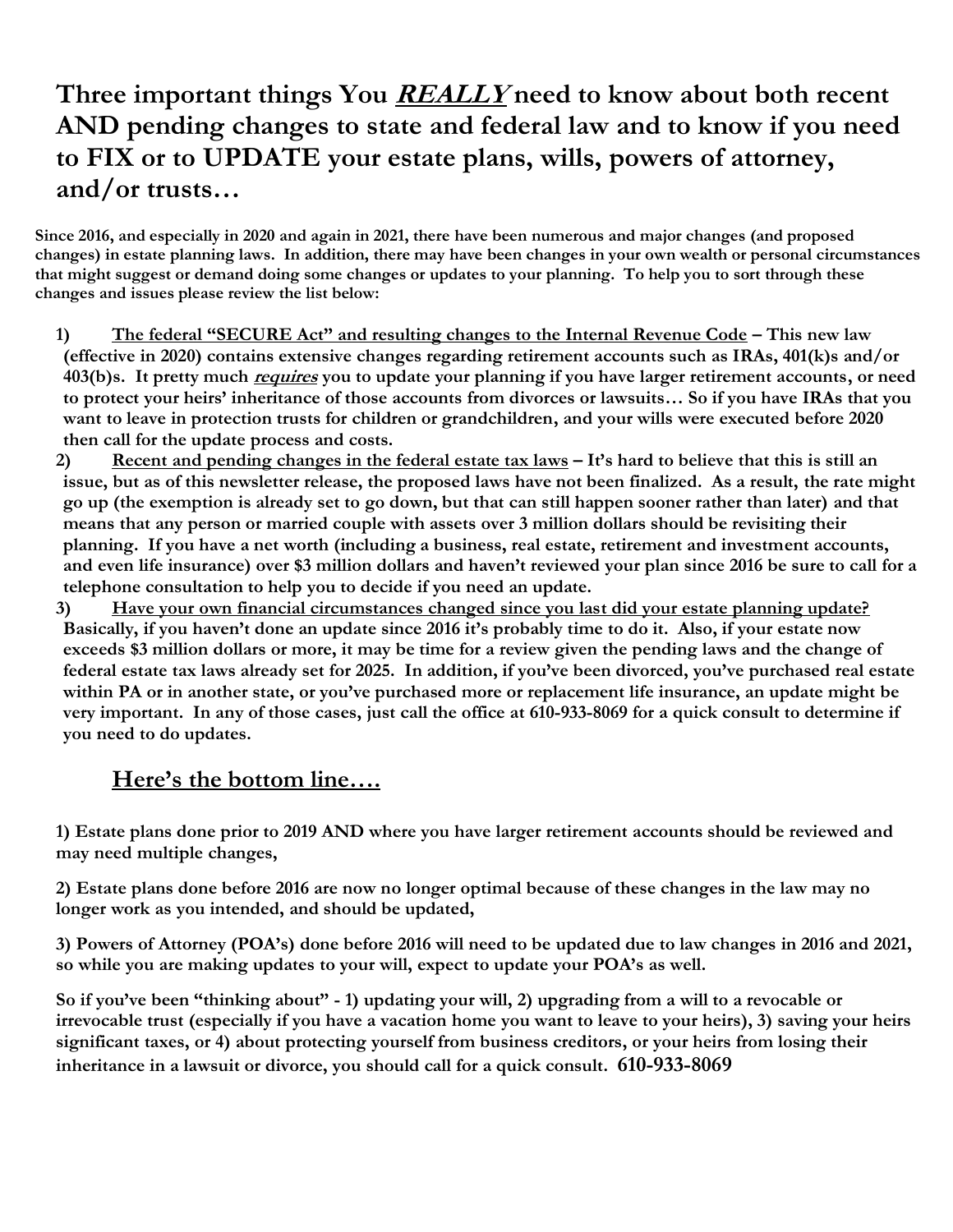# Three important things You ***REALLY*** need to know about both recent AND pending changes to state and federal law and to know if you need to FIX or to UPDATE your estate plans, wills, powers of attorney, and/or trusts…

**Since 2016, and especially in 2020 and again in 2021, there have been numerous and major changes (and proposed changes) in estate planning laws. In addition, there may have been changes in your own wealth or personal circumstances that might suggest or demand doing some changes or updates to your planning. To help you to sort through these changes and issues please review the list below:**

1) **<u>The federal "SECURE Act" and resulting changes to the Internal Revenue Code</u> – This new law (effective in 2020) contains extensive changes regarding retirement accounts such as IRAs, 401(k)s and/or 403(b)s. It pretty much *<u>requires</u>* you to update your planning if you have larger retirement accounts, or need to protect your heirs' inheritance of those accounts from divorces or lawsuits… So if you have IRAs that you want to leave in protection trusts for children or grandchildren, and your wills were executed before 2020 then call for the update process and costs.**
2) **<u>Recent and pending changes in the federal estate tax laws</u> – It's hard to believe that this is still an issue, but as of this newsletter release, the proposed laws have not been finalized. As a result, the rate might go up (the exemption is already set to go down, but that can still happen sooner rather than later) and that means that any person or married couple with assets over 3 million dollars should be revisiting their planning. If you have a net worth (including a business, real estate, retirement and investment accounts, and even life insurance) over $3 million dollars and haven't reviewed your plan since 2016 be sure to call for a telephone consultation to help you to decide if you need an update.**
3) **<u>Have your own financial circumstances changed since you last did your estate planning update?</u> Basically, if you haven't done an update since 2016 it's probably time to do it. Also, if your estate now exceeds $3 million dollars or more, it may be time for a review given the pending laws and the change of federal estate tax laws already set for 2025. In addition, if you've been divorced, you've purchased real estate within PA or in another state, or you've purchased more or replacement life insurance, an update might be very important. In any of those cases, just call the office at 610-933-8069 for a quick consult to determine if you need to do updates.**

## <u>Here's the bottom line….</u>

**1) Estate plans done prior to 2019 AND where you have larger retirement accounts should be reviewed and may need multiple changes,**

**2) Estate plans done before 2016 are now no longer optimal because of these changes in the law may no longer work as you intended, and should be updated,**

**3) Powers of Attorney (POA's) done before 2016 will need to be updated due to law changes in 2016 and 2021, so while you are making updates to your will, expect to update your POA's as well.**

**So if you've been "thinking about" - 1) updating your will, 2) upgrading from a will to a revocable or irrevocable trust (especially if you have a vacation home you want to leave to your heirs), 3) saving your heirs significant taxes, or 4) about protecting yourself from business creditors, or your heirs from losing their inheritance in a lawsuit or divorce, you should call for a quick consult. 610-933-8069**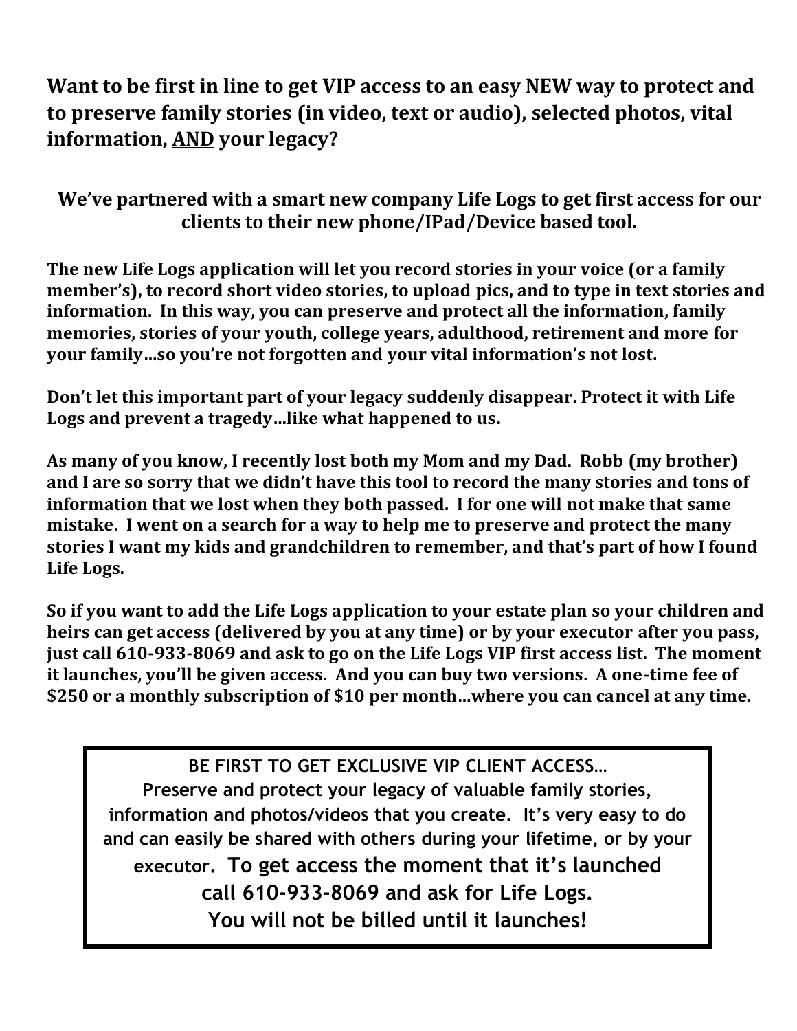**Want to be first in line to get VIP access to an easy NEW way to protect and to preserve family stories (in video, text or audio), selected photos, vital information, <u>AND</u> your legacy?**

**We've partnered with a smart new company Life Logs to get first access for our clients to their new phone/IPad/Device based tool.**

**The new Life Logs application will let you record stories in your voice (or a family member's), to record short video stories, to upload pics, and to type in text stories and information. In this way, you can preserve and protect all the information, family memories, stories of your youth, college years, adulthood, retirement and more for your family…so you're not forgotten and your vital information's not lost.**

**Don't let this important part of your legacy suddenly disappear. Protect it with Life Logs and prevent a tragedy…like what happened to us.**

**As many of you know, I recently lost both my Mom and my Dad. Robb (my brother) and I are so sorry that we didn't have this tool to record the many stories and tons of information that we lost when they both passed. I for one will not make that same mistake. I went on a search for a way to help me to preserve and protect the many stories I want my kids and grandchildren to remember, and that's part of how I found Life Logs.**

**So if you want to add the Life Logs application to your estate plan so your children and heirs can get access (delivered by you at any time) or by your executor after you pass, just call 610-933-8069 and ask to go on the Life Logs VIP first access list. The moment it launches, you'll be given access. And you can buy two versions. A one-time fee of $250 or a monthly subscription of $10 per month…where you can cancel at any time.**

---

**BE FIRST TO GET EXCLUSIVE VIP CLIENT ACCESS…**
**Preserve and protect your legacy of valuable family stories, information and photos/videos that you create. It's very easy to do and can easily be shared with others during your lifetime, or by your executor. To get access the moment that it's launched call 610-933-8069 and ask for Life Logs.**
**You will not be billed until it launches!**

---